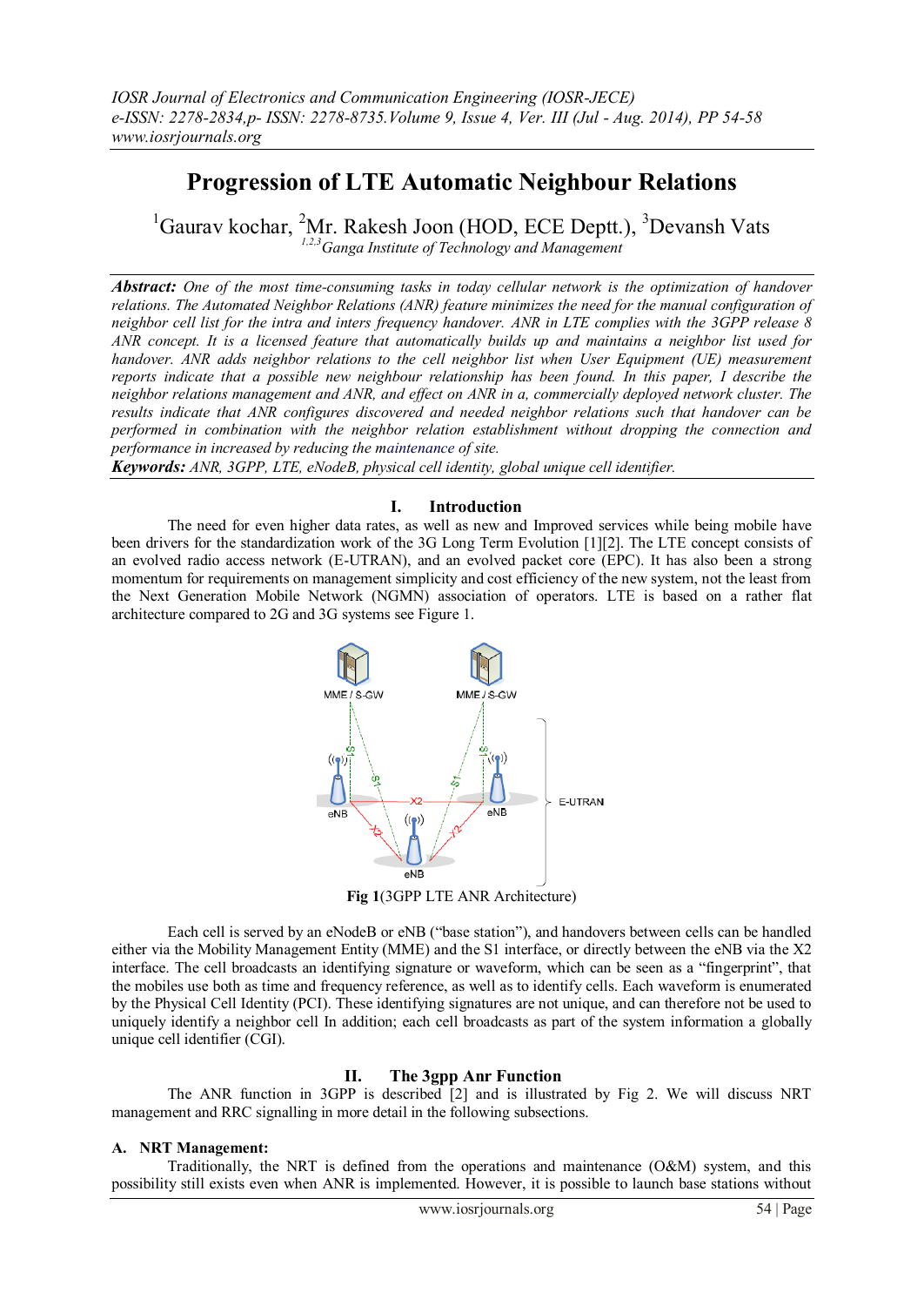# Progression of LTE Automatic Neighbour Relations

[1]Gaurav kochar, [2]Mr. Rakesh Joon (HOD, ECE Deptt.), [3]Devansh Vats

[1,2,3]*Ganga Institute of Technology and Management*

***Abstract:*** *One of the most time-consuming tasks in today cellular network is the optimization of handover relations. The Automated Neighbor Relations (ANR) feature minimizes the need for the manual configuration of neighbor cell list for the intra and inters frequency handover. ANR in LTE complies with the 3GPP release 8 ANR concept. It is a licensed feature that automatically builds up and maintains a neighbor list used for handover. ANR adds neighbor relations to the cell neighbor list when User Equipment (UE) measurement reports indicate that a possible new neighbour relationship has been found. In this paper, I describe the neighbor relations management and ANR, and effect on ANR in a, commercially deployed network cluster. The results indicate that ANR configures discovered and needed neighbor relations such that handover can be performed in combination with the neighbor relation establishment without dropping the connection and performance in increased by reducing the maintenance of site.*

***Keywords:*** *ANR, 3GPP, LTE, eNodeB, physical cell identity, global unique cell identifier.*

## I. Introduction

The need for even higher data rates, as well as new and Improved services while being mobile have been drivers for the standardization work of the 3G Long Term Evolution [1][2]. The LTE concept consists of an evolved radio access network (E-UTRAN), and an evolved packet core (EPC). It has also been a strong momentum for requirements on management simplicity and cost efficiency of the new system, not the least from the Next Generation Mobile Network (NGMN) association of operators. LTE is based on a rather flat architecture compared to 2G and 3G systems see Figure 1.

**Fig 1**(3GPP LTE ANR Architecture)

Each cell is served by an eNodeB or eNB ("base station"), and handovers between cells can be handled either via the Mobility Management Entity (MME) and the S1 interface, or directly between the eNB via the X2 interface. The cell broadcasts an identifying signature or waveform, which can be seen as a "fingerprint", that the mobiles use both as time and frequency reference, as well as to identify cells. Each waveform is enumerated by the Physical Cell Identity (PCI). These identifying signatures are not unique, and can therefore not be used to uniquely identify a neighbor cell In addition; each cell broadcasts as part of the system information a globally unique cell identifier (CGI).

## II. The 3gpp Anr Function

The ANR function in 3GPP is described [2] and is illustrated by Fig 2. We will discuss NRT management and RRC signalling in more detail in the following subsections.

### A. NRT Management:

Traditionally, the NRT is defined from the operations and maintenance (O&M) system, and this possibility still exists even when ANR is implemented. However, it is possible to launch base stations without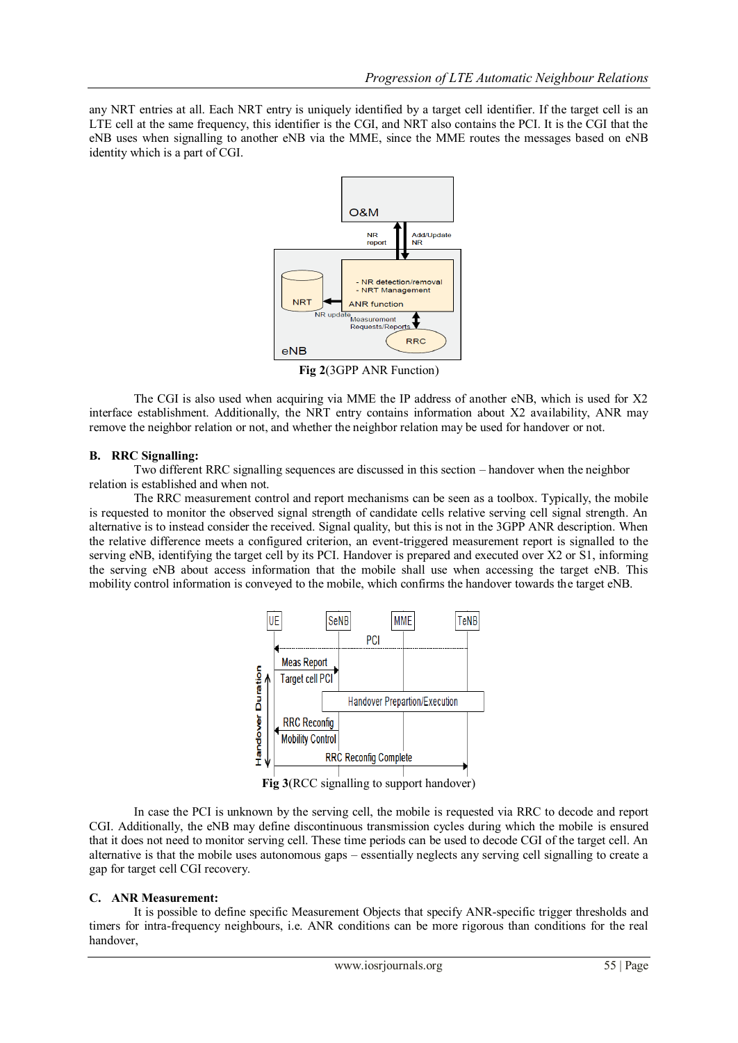any NRT entries at all. Each NRT entry is uniquely identified by a target cell identifier. If the target cell is an LTE cell at the same frequency, this identifier is the CGI, and NRT also contains the PCI. It is the CGI that the eNB uses when signalling to another eNB via the MME, since the MME routes the messages based on eNB identity which is a part of CGI.

**Fig 2**(3GPP ANR Function)

The CGI is also used when acquiring via MME the IP address of another eNB, which is used for X2 interface establishment. Additionally, the NRT entry contains information about X2 availability, ANR may remove the neighbor relation or not, and whether the neighbor relation may be used for handover or not.

### B. RRC Signalling:

Two different RRC signalling sequences are discussed in this section – handover when the neighbor relation is established and when not.

The RRC measurement control and report mechanisms can be seen as a toolbox. Typically, the mobile is requested to monitor the observed signal strength of candidate cells relative serving cell signal strength. An alternative is to instead consider the received. Signal quality, but this is not in the 3GPP ANR description. When the relative difference meets a configured criterion, an event-triggered measurement report is signalled to the serving eNB, identifying the target cell by its PCI. Handover is prepared and executed over X2 or S1, informing the serving eNB about access information that the mobile shall use when accessing the target eNB. This mobility control information is conveyed to the mobile, which confirms the handover towards the target eNB.

**Fig 3**(RCC signalling to support handover)

In case the PCI is unknown by the serving cell, the mobile is requested via RRC to decode and report CGI. Additionally, the eNB may define discontinuous transmission cycles during which the mobile is ensured that it does not need to monitor serving cell. These time periods can be used to decode CGI of the target cell. An alternative is that the mobile uses autonomous gaps – essentially neglects any serving cell signalling to create a gap for target cell CGI recovery.

### C. ANR Measurement:

It is possible to define specific Measurement Objects that specify ANR-specific trigger thresholds and timers for intra-frequency neighbours, i.e. ANR conditions can be more rigorous than conditions for the real handover,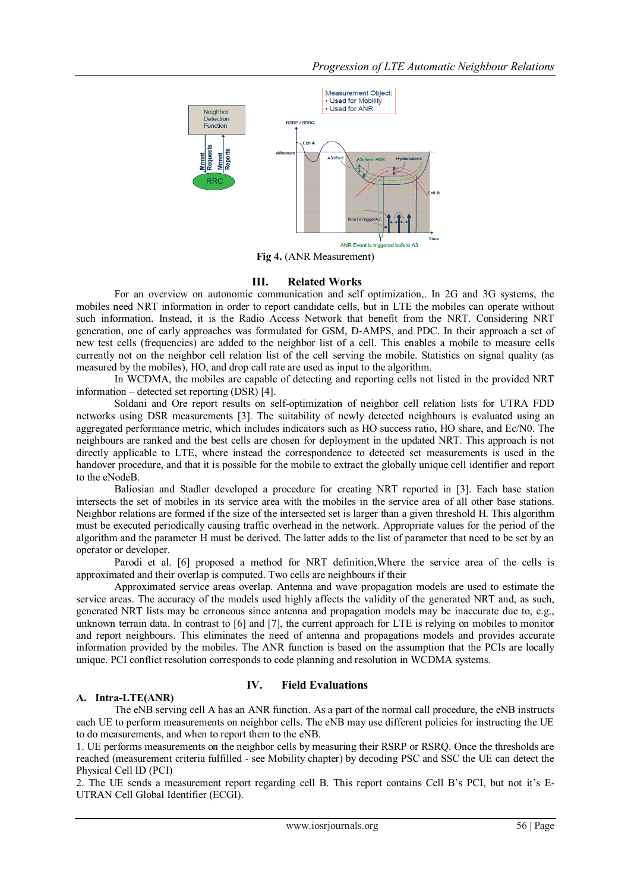Fig 4. (ANR Measurement)

## III. Related Works

For an overview on autonomic communication and self optimization,. In 2G and 3G systems, the mobiles need NRT information in order to report candidate cells, but in LTE the mobiles can operate without such information. Instead, it is the Radio Access Network that benefit from the NRT. Considering NRT generation, one of early approaches was formulated for GSM, D-AMPS, and PDC. In their approach a set of new test cells (frequencies) are added to the neighbor list of a cell. This enables a mobile to measure cells currently not on the neighbor cell relation list of the cell serving the mobile. Statistics on signal quality (as measured by the mobiles), HO, and drop call rate are used as input to the algorithm.

In WCDMA, the mobiles are capable of detecting and reporting cells not listed in the provided NRT information – detected set reporting (DSR) [4].

Soldani and Ore report results on self-optimization of neighbor cell relation lists for UTRA FDD networks using DSR measurements [3]. The suitability of newly detected neighbours is evaluated using an aggregated performance metric, which includes indicators such as HO success ratio, HO share, and Ec/N0. The neighbours are ranked and the best cells are chosen for deployment in the updated NRT. This approach is not directly applicable to LTE, where instead the correspondence to detected set measurements is used in the handover procedure, and that it is possible for the mobile to extract the globally unique cell identifier and report to the eNodeB.

Baliosian and Stadler developed a procedure for creating NRT reported in [3]. Each base station intersects the set of mobiles in its service area with the mobiles in the service area of all other base stations. Neighbor relations are formed if the size of the intersected set is larger than a given threshold H. This algorithm must be executed periodically causing traffic overhead in the network. Appropriate values for the period of the algorithm and the parameter H must be derived. The latter adds to the list of parameter that need to be set by an operator or developer.

Parodi et al. [6] proposed a method for NRT definition,Where the service area of the cells is approximated and their overlap is computed. Two cells are neighbours if their

Approximated service areas overlap. Antenna and wave propagation models are used to estimate the service areas. The accuracy of the models used highly affects the validity of the generated NRT and, as such, generated NRT lists may be erroneous since antenna and propagation models may be inaccurate due to, e.g., unknown terrain data. In contrast to [6] and [7], the current approach for LTE is relying on mobiles to monitor and report neighbours. This eliminates the need of antenna and propagations models and provides accurate information provided by the mobiles. The ANR function is based on the assumption that the PCIs are locally unique. PCI conflict resolution corresponds to code planning and resolution in WCDMA systems.

## IV. Field Evaluations

### A. Intra-LTE(ANR)

The eNB serving cell A has an ANR function. As a part of the normal call procedure, the eNB instructs each UE to perform measurements on neighbor cells. The eNB may use different policies for instructing the UE to do measurements, and when to report them to the eNB.

1. UE performs measurements on the neighbor cells by measuring their RSRP or RSRQ. Once the thresholds are reached (measurement criteria fulfilled - see Mobility chapter) by decoding PSC and SSC the UE can detect the Physical Cell ID (PCI)

2. The UE sends a measurement report regarding cell B. This report contains Cell B's PCI, but not it's E-UTRAN Cell Global Identifier (ECGI).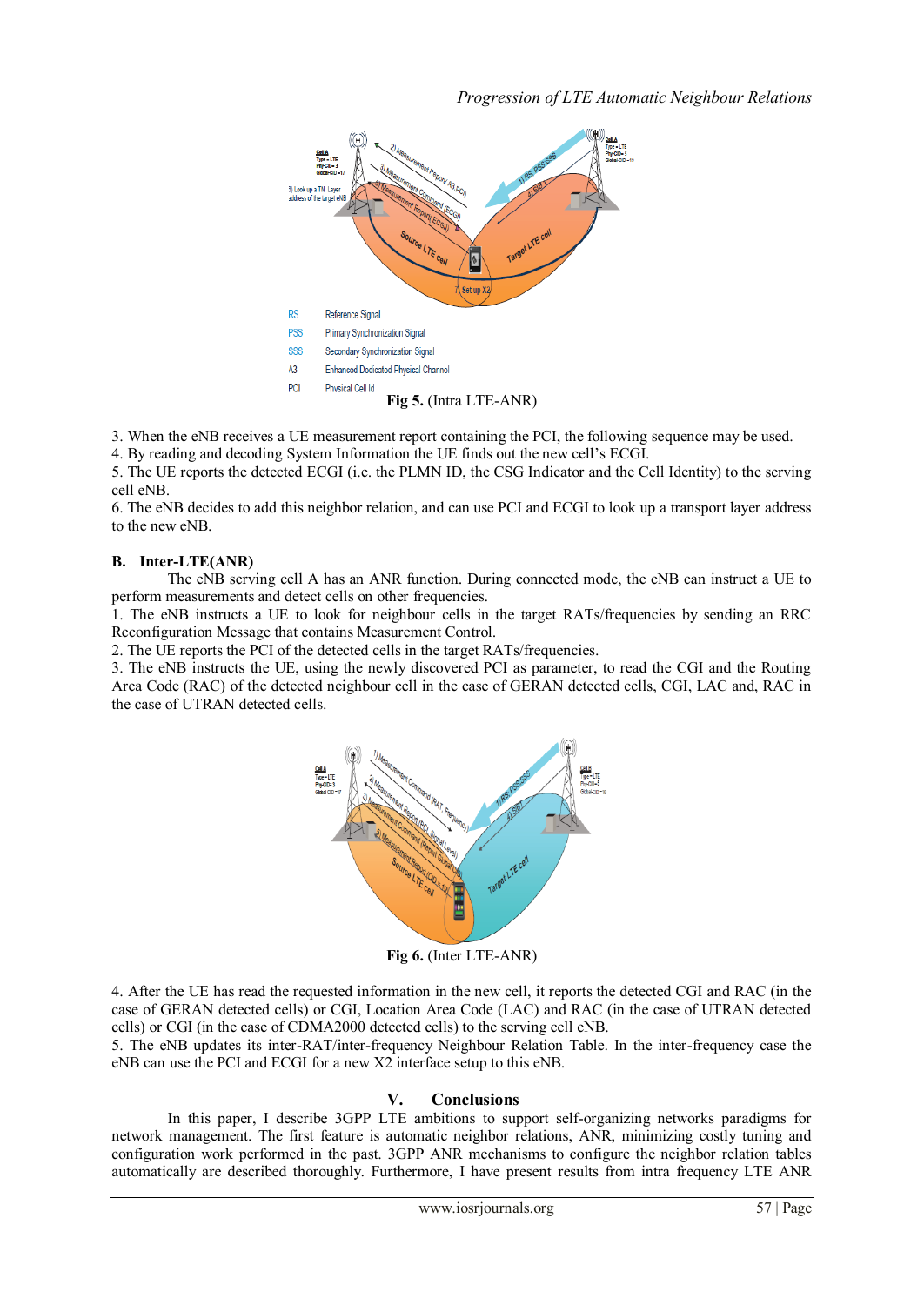| | |
|---|---|
| RS | Reference Signal |
| PSS | Primary Synchronization Signal |
| SSS | Secondary Synchronization Signal |
| A3 | Enhanced Dedicated Physical Channel |
| PCI | Physical Cell Id |

**Fig 5.** (Intra LTE-ANR)

3. When the eNB receives a UE measurement report containing the PCI, the following sequence may be used.
4. By reading and decoding System Information the UE finds out the new cell's ECGI.
5. The UE reports the detected ECGI (i.e. the PLMN ID, the CSG Indicator and the Cell Identity) to the serving cell eNB.
6. The eNB decides to add this neighbor relation, and can use PCI and ECGI to look up a transport layer address to the new eNB.

### B. Inter-LTE(ANR)

The eNB serving cell A has an ANR function. During connected mode, the eNB can instruct a UE to perform measurements and detect cells on other frequencies.

1. The eNB instructs a UE to look for neighbour cells in the target RATs/frequencies by sending an RRC Reconfiguration Message that contains Measurement Control.
2. The UE reports the PCI of the detected cells in the target RATs/frequencies.
3. The eNB instructs the UE, using the newly discovered PCI as parameter, to read the CGI and the Routing Area Code (RAC) of the detected neighbour cell in the case of GERAN detected cells, CGI, LAC and, RAC in the case of UTRAN detected cells.

**Fig 6.** (Inter LTE-ANR)

4. After the UE has read the requested information in the new cell, it reports the detected CGI and RAC (in the case of GERAN detected cells) or CGI, Location Area Code (LAC) and RAC (in the case of UTRAN detected cells) or CGI (in the case of CDMA2000 detected cells) to the serving cell eNB.
5. The eNB updates its inter-RAT/inter-frequency Neighbour Relation Table. In the inter-frequency case the eNB can use the PCI and ECGI for a new X2 interface setup to this eNB.

## V. Conclusions

In this paper, I describe 3GPP LTE ambitions to support self-organizing networks paradigms for network management. The first feature is automatic neighbor relations, ANR, minimizing costly tuning and configuration work performed in the past. 3GPP ANR mechanisms to configure the neighbor relation tables automatically are described thoroughly. Furthermore, I have present results from intra frequency LTE ANR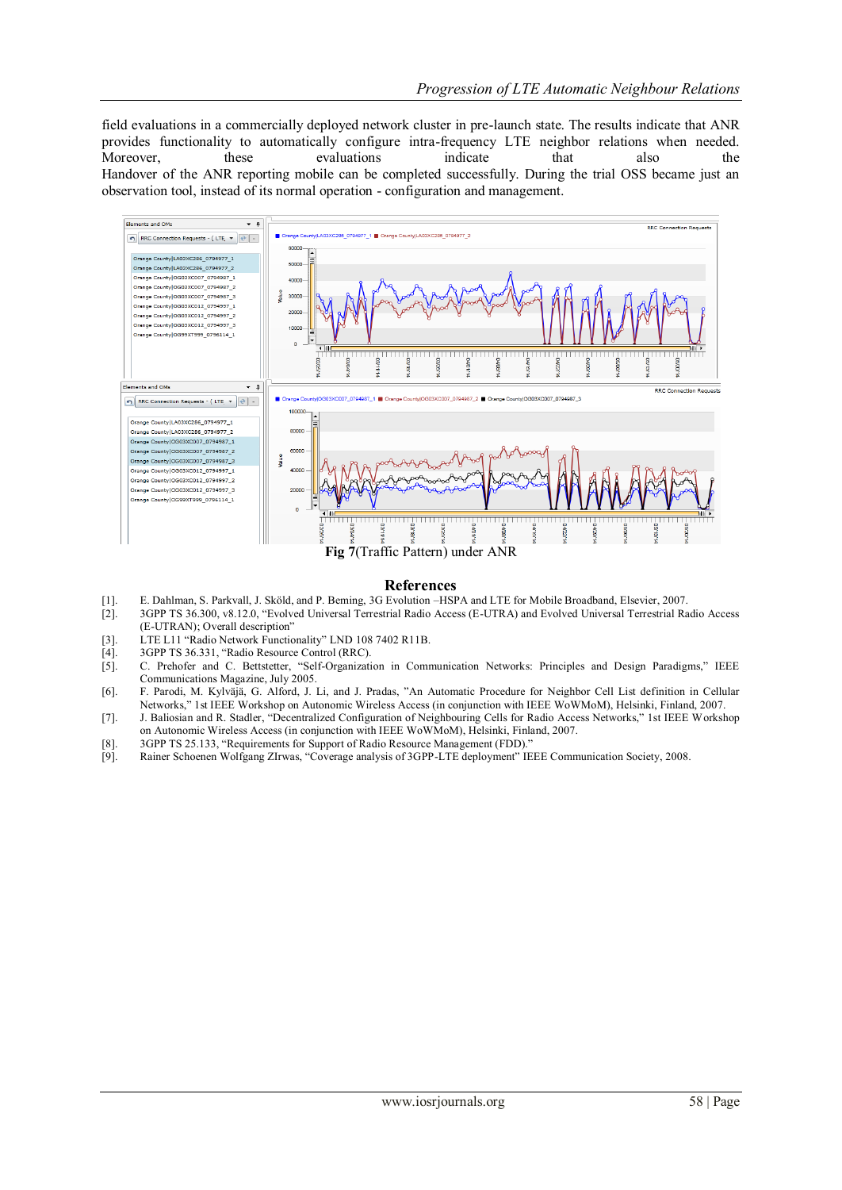field evaluations in a commercially deployed network cluster in pre-launch state. The results indicate that ANR provides functionality to automatically configure intra-frequency LTE neighbor relations when needed. Moreover, these evaluations indicate that also the Handover of the ANR reporting mobile can be completed successfully. During the trial OSS became just an observation tool, instead of its normal operation - configuration and management.

**Fig 7**(Traffic Pattern) under ANR

## References

[1]. E. Dahlman, S. Parkvall, J. Sköld, and P. Beming, 3G Evolution –HSPA and LTE for Mobile Broadband, Elsevier, 2007.

[2]. 3GPP TS 36.300, v8.12.0, "Evolved Universal Terrestrial Radio Access (E-UTRA) and Evolved Universal Terrestrial Radio Access (E-UTRAN); Overall description"

[3]. LTE L11 "Radio Network Functionality" LND 108 7402 R11B.

[4]. 3GPP TS 36.331, "Radio Resource Control (RRC).

[5]. C. Prehofer and C. Bettstetter, "Self-Organization in Communication Networks: Principles and Design Paradigms," IEEE Communications Magazine, July 2005.

[6]. F. Parodi, M. Kylväjä, G. Alford, J. Li, and J. Pradas, "An Automatic Procedure for Neighbor Cell List definition in Cellular Networks," 1st IEEE Workshop on Autonomic Wireless Access (in conjunction with IEEE WoWMoM), Helsinki, Finland, 2007.

[7]. J. Baliosian and R. Stadler, "Decentralized Configuration of Neighbouring Cells for Radio Access Networks," 1st IEEE Workshop on Autonomic Wireless Access (in conjunction with IEEE WoWMoM), Helsinki, Finland, 2007.

[8]. 3GPP TS 25.133, "Requirements for Support of Radio Resource Management (FDD)."

[9]. Rainer Schoenen Wolfgang ZIrwas, "Coverage analysis of 3GPP-LTE deployment" IEEE Communication Society, 2008.